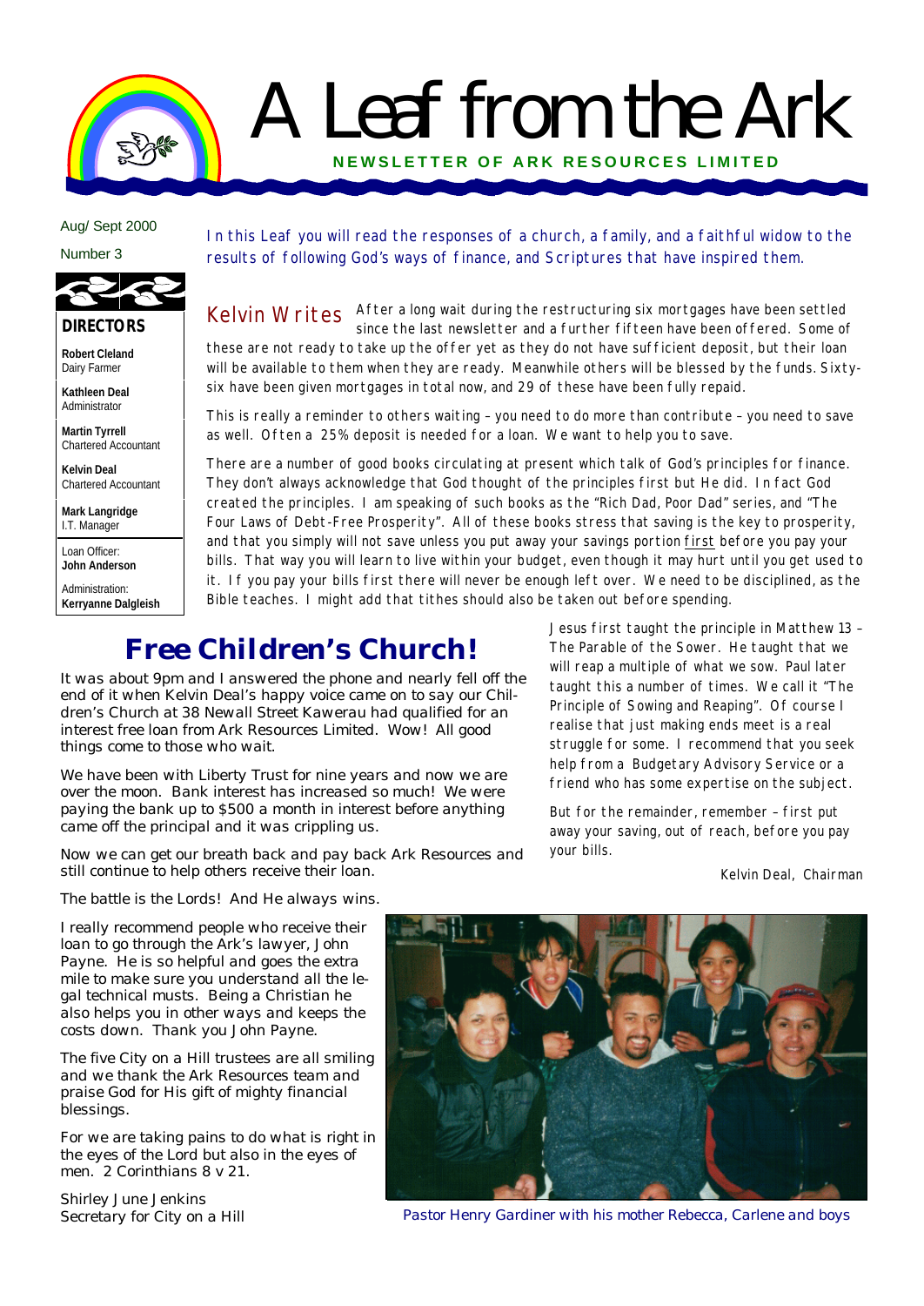# A Leaf from the Ark

**NEWSLETTER OF ARK RESOURCES LIMITED**

Aug/ Sept 2000

Number 3

*In this Leaf you will read the responses of a church, a family, and a faithful widow to the results of following God's ways of finance, and Scriptures that have inspired them.*

**DIRECTORS**

**Robert Cleland**
Dairy Farmer

**Kathleen Deal**
Administrator

**Martin Tyrrell**
Chartered Accountant

**Kelvin Deal**
Chartered Accountant

**Mark Langridge**
I.T. Manager

Loan Officer:
**John Anderson**

Administration:
**Kerryanne Dalgleish**

## Kelvin Writes

After a long wait during the restructuring six mortgages have been settled since the last newsletter and a further fifteen have been offered. Some of these are not ready to take up the offer yet as they do not have sufficient deposit, but their loan will be available to them when they are ready. Meanwhile others will be blessed by the funds. Sixty-six have been given mortgages in total now, and 29 of these have been fully repaid.

This is really a reminder to others waiting – you need to do more than contribute – you need to save as well. Often a 25% deposit is needed for a loan. We want to help you to save.

There are a number of good books circulating at present which talk of God's principles for finance. They don't always acknowledge that God thought of the principles first but He did. In fact God created the principles. I am speaking of such books as the "Rich Dad, Poor Dad" series, and "The Four Laws of Debt-Free Prosperity". All of these books stress that saving is the key to prosperity, and that you simply will not save unless you put away your savings portion first before you pay your bills. That way you will learn to live within your budget, even though it may hurt until you get used to it. If you pay your bills first there will never be enough left over. We need to be disciplined, as the Bible teaches. I might add that tithes should also be taken out before spending.

Jesus first taught the principle in Matthew 13 – The Parable of the Sower. He taught that we will reap a multiple of what we sow. Paul later taught this a number of times. We call it "The Principle of Sowing and Reaping". Of course I realise that just making ends meet is a real struggle for some. I recommend that you seek help from a Budgetary Advisory Service or a friend who has some expertise on the subject.

But for the remainder, remember – first put away your saving, out of reach, before you pay your bills.

Kelvin Deal, Chairman

## Free Children's Church!

It was about 9pm and I answered the phone and nearly fell off the end of it when Kelvin Deal's happy voice came on to say our Children's Church at 38 Newall Street Kawerau had qualified for an interest free loan from Ark Resources Limited. Wow! All good things come to those who wait.

We have been with Liberty Trust for nine years and now we are over the moon. Bank interest has increased so much! We were paying the bank up to $500 a month in interest before anything came off the principal and it was crippling us.

Now we can get our breath back and pay back Ark Resources and still continue to help others receive their loan.

The battle is the Lords! And He always wins.

I really recommend people who receive their loan to go through the Ark's lawyer, John Payne. He is so helpful and goes the extra mile to make sure you understand all the legal technical musts. Being a Christian he also helps you in other ways and keeps the costs down. Thank you John Payne.

The five City on a Hill trustees are all smiling and we thank the Ark Resources team and praise God for His gift of mighty financial blessings.

For we are taking pains to do what is right in the eyes of the Lord but also in the eyes of men. 2 Corinthians 8 v 21.

Shirley June Jenkins
Secretary for City on a Hill

Pastor Henry Gardiner with his mother Rebecca, Carlene and boys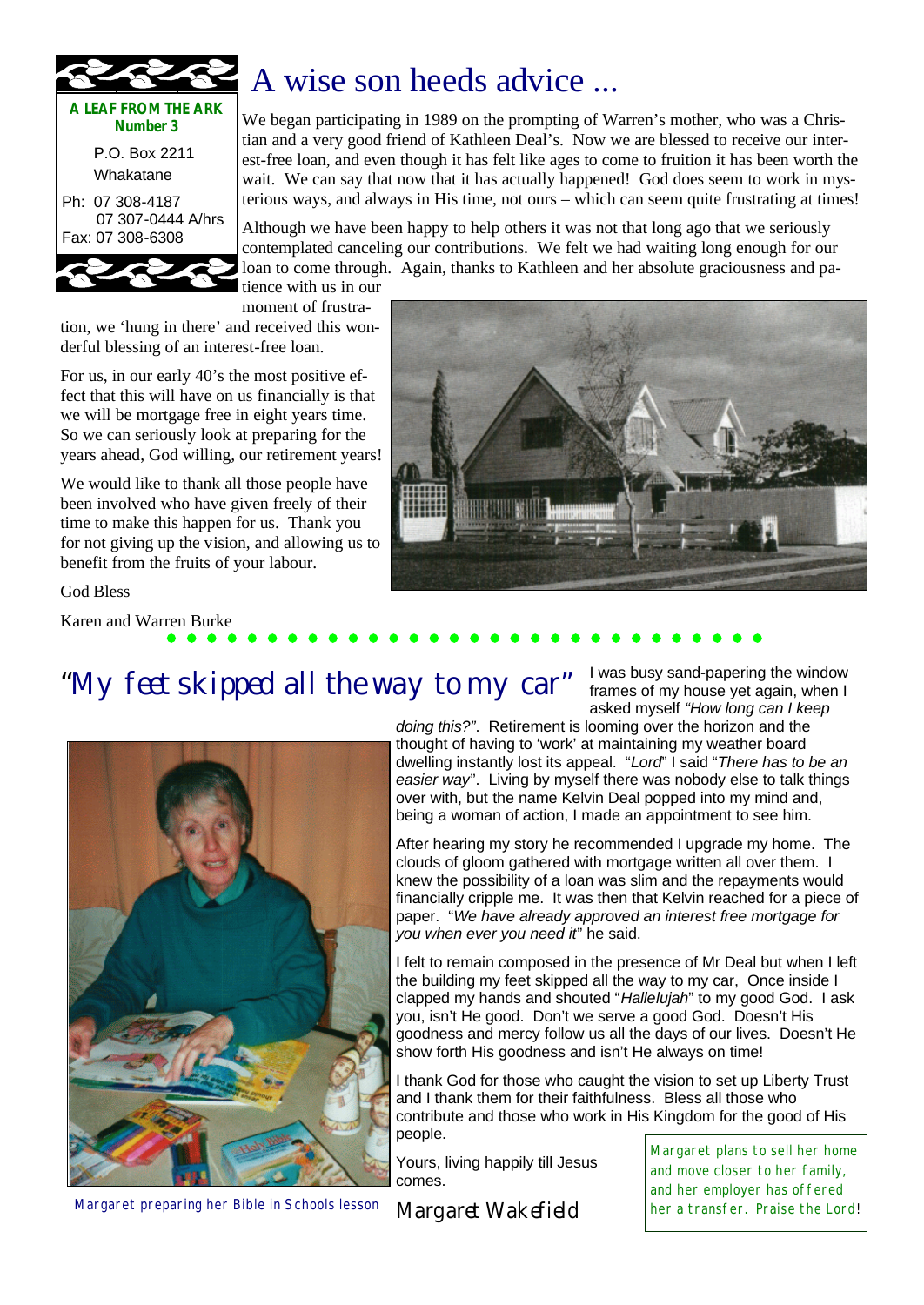**A LEAF FROM THE ARK Number 3**

P.O. Box 2211
Whakatane

Ph: 07 308-4187
07 307-0444 A/hrs
Fax: 07 308-6308

# A wise son heeds advice ...

We began participating in 1989 on the prompting of Warren's mother, who was a Christian and a very good friend of Kathleen Deal's. Now we are blessed to receive our interest-free loan, and even though it has felt like ages to come to fruition it has been worth the wait. We can say that now that it has actually happened! God does seem to work in mysterious ways, and always in His time, not ours – which can seem quite frustrating at times!

Although we have been happy to help others it was not that long ago that we seriously contemplated canceling our contributions. We felt we had waiting long enough for our loan to come through. Again, thanks to Kathleen and her absolute graciousness and patience with us in our moment of frustration, we 'hung in there' and received this wonderful blessing of an interest-free loan.

For us, in our early 40's the most positive effect that this will have on us financially is that we will be mortgage free in eight years time. So we can seriously look at preparing for the years ahead, God willing, our retirement years!

We would like to thank all those people have been involved who have given freely of their time to make this happen for us. Thank you for not giving up the vision, and allowing us to benefit from the fruits of your labour.

God Bless

Karen and Warren Burke

# "My feet skipped all the way to my car"

I was busy sand-papering the window frames of my house yet again, when I asked myself *"How long can I keep doing this?"*. Retirement is looming over the horizon and the thought of having to 'work' at maintaining my weather board dwelling instantly lost its appeal. "*Lord*" I said "*There has to be an easier way*". Living by myself there was nobody else to talk things over with, but the name Kelvin Deal popped into my mind and, being a woman of action, I made an appointment to see him.

After hearing my story he recommended I upgrade my home. The clouds of gloom gathered with mortgage written all over them. I knew the possibility of a loan was slim and the repayments would financially cripple me. It was then that Kelvin reached for a piece of paper. "*We have already approved an interest free mortgage for you when ever you need it*" he said.

I felt to remain composed in the presence of Mr Deal but when I left the building my feet skipped all the way to my car, Once inside I clapped my hands and shouted "*Hallelujah*" to my good God. I ask you, isn't He good. Don't we serve a good God. Doesn't His goodness and mercy follow us all the days of our lives. Doesn't He show forth His goodness and isn't He always on time!

I thank God for those who caught the vision to set up Liberty Trust and I thank them for their faithfulness. Bless all those who contribute and those who work in His Kingdom for the good of His people.

Yours, living happily till Jesus comes.

Margaret Wakefield

Margaret preparing her Bible in Schools lesson

Margaret plans to sell her home and move closer to her family, and her employer has offered her a transfer. Praise the Lord!